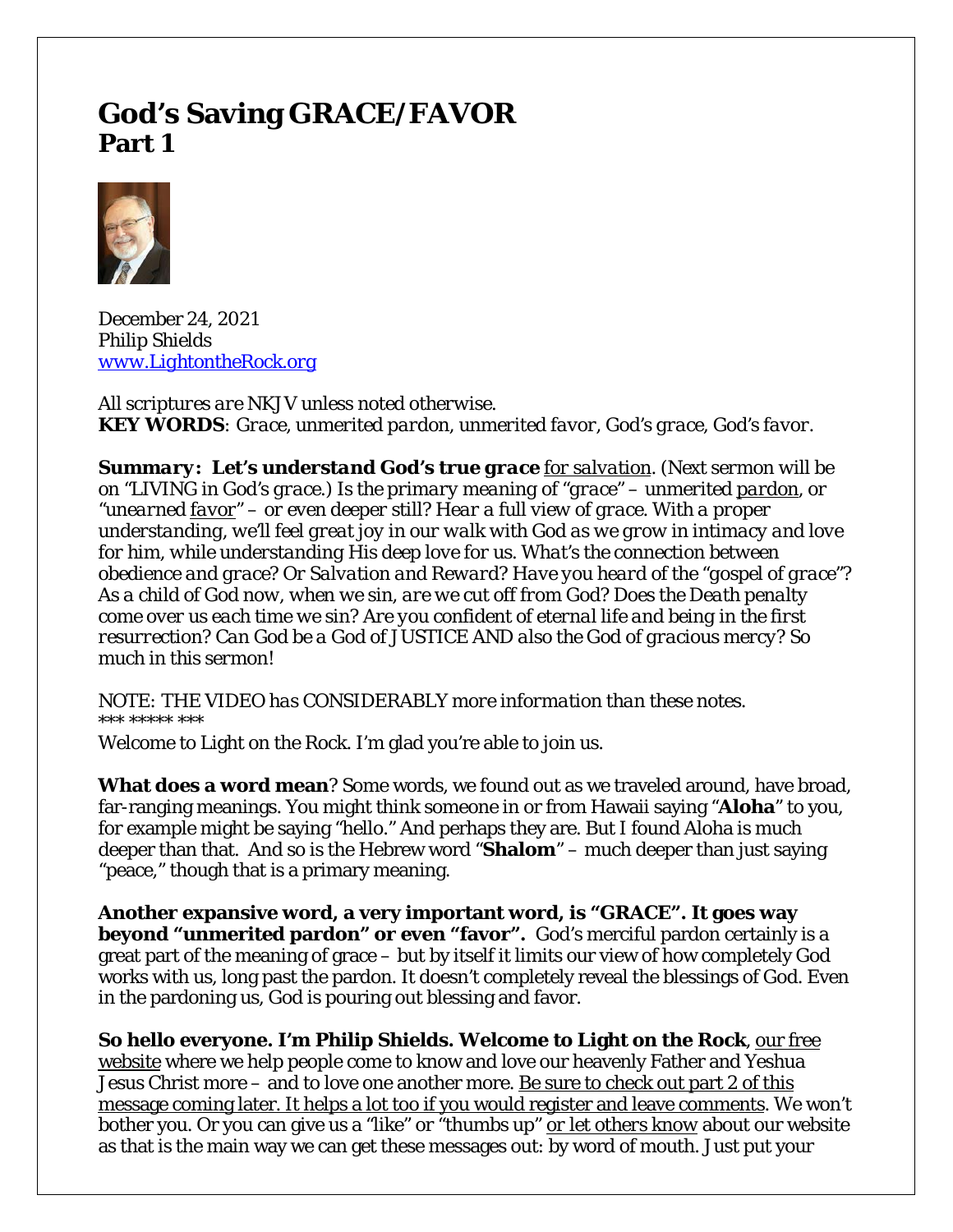# God's Saving GRACE/FAVOR
## Part 1

December 24, 2021
Philip Shields
[www.LightontheRock.org](http://www.LightontheRock.org)

*All scriptures are NKJV unless noted otherwise.*
***KEY WORDS**: Grace, unmerited pardon, unmerited favor, God's grace, God's favor.*

***Summary: Let's understand God's true grace*** *<u>for salvation</u>. (Next sermon will be on "LIVING in God's grace.) Is the primary meaning of "grace" – unmerited <u>pardon</u>, or "unearned <u>favor</u>" – or even deeper still? Hear a full view of grace. With a proper understanding, we'll feel great joy in our walk with God as we grow in intimacy and love for him, while understanding His deep love for us. What's the connection between obedience and grace? Or Salvation and Reward? Have you heard of the "gospel of grace"? As a child of God now, when we sin, are we cut off from God? Does the Death penalty come over us each time we sin? Are you confident of eternal life and being in the first resurrection? Can God be a God of JUSTICE AND also the God of gracious mercy? So much in this sermon!*

*NOTE: THE VIDEO has CONSIDERABLY more information than these notes.*
*\*\*\* \*\*\*\*\* \*\*\**

Welcome to Light on the Rock. I'm glad you're able to join us.

**What does a word mean**? Some words, we found out as we traveled around, have broad, far-ranging meanings. You might think someone in or from Hawaii saying "**Aloha**" to you, for example might be saying "hello." And perhaps they are. But I found Aloha is much deeper than that. And so is the Hebrew word "**Shalom**" – much deeper than just saying "peace," though that is a primary meaning.

**Another expansive word, a very important word, is "GRACE". It goes way beyond "unmerited pardon" or even "favor".** God's merciful pardon certainly is a great part of the meaning of grace – but by itself it limits our view of how completely God works with us, long past the pardon. It doesn't completely reveal the blessings of God. Even in the pardoning us, God is pouring out blessing and favor.

**So hello everyone. I'm Philip Shields. Welcome to Light on the Rock**, <u>our free website</u> where we help people come to know and love our heavenly Father and Yeshua Jesus Christ more – and to love one another more. <u>Be sure to check out part 2 of this message coming later. It helps a lot too if you would register and leave comments</u>. We won't bother you. Or you can give us a "like" or "thumbs up" <u>or let others know</u> about our website as that is the main way we can get these messages out: by word of mouth. Just put your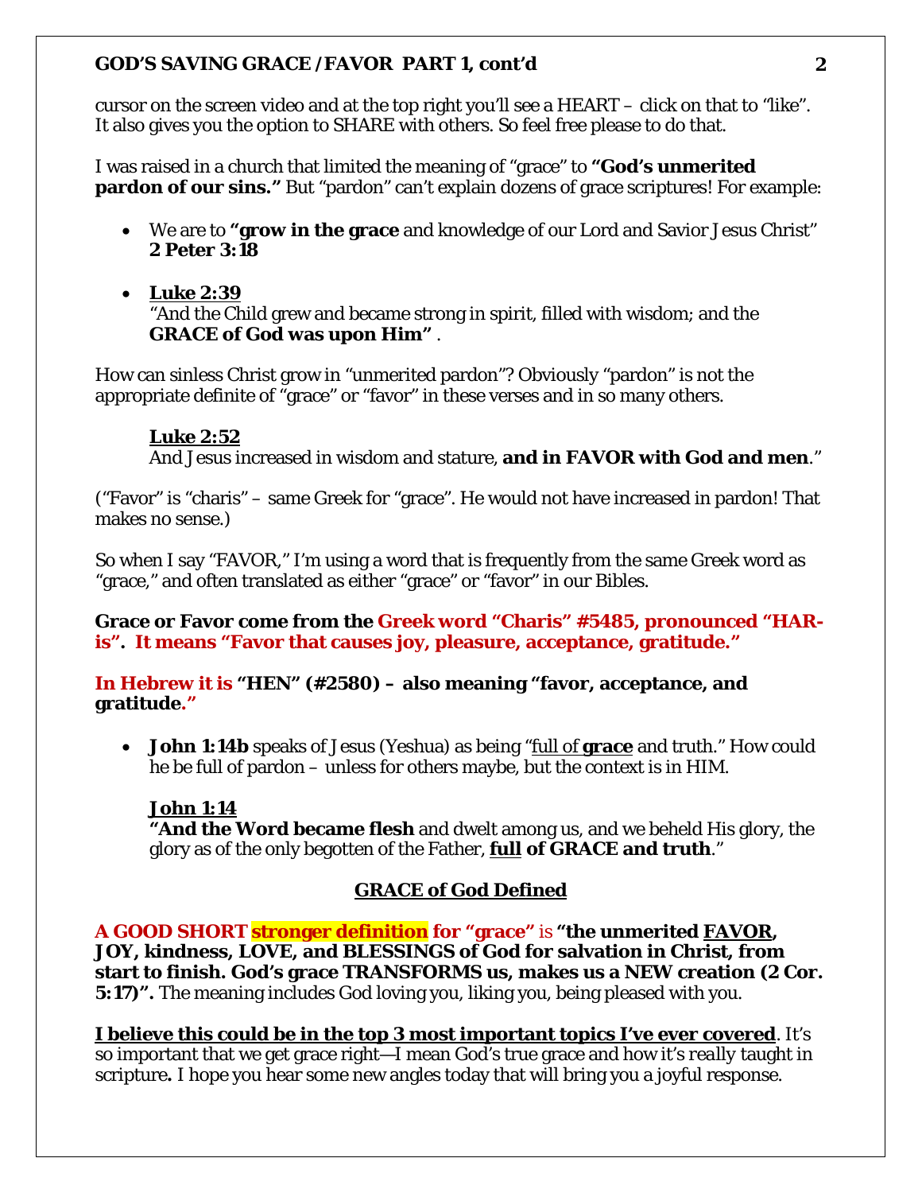cursor on the screen video and at the top right you'll see a HEART – click on that to "like". It also gives you the option to SHARE with others. So feel free please to do that.

I was raised in a church that limited the meaning of "grace" to **"God's unmerited pardon of our sins."** But "pardon" can't explain dozens of grace scriptures! For example:

- We are to **"grow in the grace** and knowledge of our Lord and Savior Jesus Christ" **2 Peter 3:18**

- **Luke 2:39**
  "And the Child grew and became strong in spirit, filled with wisdom; and the **GRACE of God was upon Him"** .

How can sinless Christ grow in "unmerited pardon"? Obviously "pardon" is not the appropriate definite of "grace" or "favor" in these verses and in so many others.

**Luke 2:52**
And Jesus increased in wisdom and stature, **and in FAVOR with God and men**."

("Favor" is "charis" – same Greek for "grace". He would not have increased in pardon! That makes no sense.)

So when I say "FAVOR," I'm using a word that is frequently from the same Greek word as "grace," and often translated as either "grace" or "favor" in our Bibles.

**Grace or Favor come from the Greek word "Charis" #5485, pronounced "HAR-is". It means "Favor that causes joy, pleasure, acceptance, gratitude."**

**In Hebrew it is "HEN" (#2580) – also meaning "favor, acceptance, and gratitude."**

- **John 1:14b** speaks of Jesus (Yeshua) as being "full of **grace** and truth." How could he be full of pardon – unless for others maybe, but the context is in HIM.

**John 1:14**
**"And the Word became flesh** and dwelt among us, and we beheld His glory, the glory as of the only begotten of the Father, **full of GRACE and truth**."

## GRACE of God Defined

**A GOOD SHORT stronger definition for "grace"** is **"the unmerited FAVOR, JOY, kindness, LOVE, and BLESSINGS of God for salvation in Christ, from start to finish. God's grace TRANSFORMS us, makes us a NEW creation (2 Cor. 5:17)".** The meaning includes God loving you, liking you, being pleased with you.

**I believe this could be in the top 3 most important topics I've ever covered**. It's so important that we get grace right—I mean God's true grace and how it's really taught in scripture**.** I hope you hear some new angles today that will bring you a joyful response.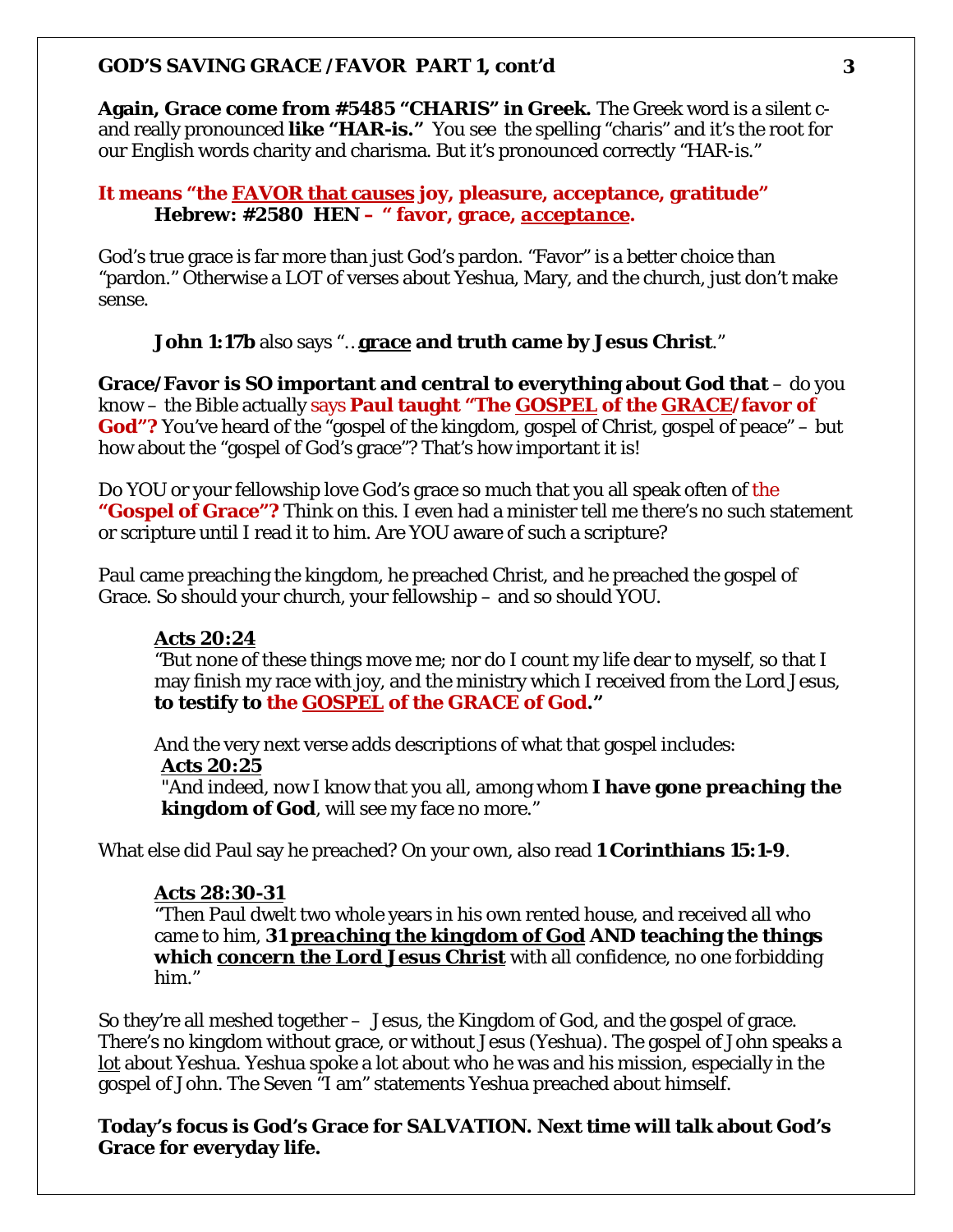**Again, Grace come from #5485 "CHARIS" in Greek.** The Greek word is a silent c- and really pronounced **like "HAR-is."** You see the spelling "charis" and it's the root for our English words charity and charisma. But it's pronounced correctly "HAR-is."

**It means "the FAVOR that causes joy, pleasure, acceptance, gratitude"**
**Hebrew: #2580 HEN – " favor, grace, *acceptance*.**

God's true grace is far more than just God's pardon. "Favor" is a better choice than "pardon." Otherwise a LOT of verses about Yeshua, Mary, and the church, just don't make sense.

> **John 1:17b** also says "...**grace and truth came by Jesus Christ**."

**Grace/Favor is SO important and central to everything about God that** – do you know – the Bible actually says **Paul taught "The GOSPEL of the GRACE/favor of God"?** You've heard of the "gospel of the kingdom, gospel of Christ, gospel of peace" – but how about the "gospel of God's grace"? That's how important it is!

Do YOU or your fellowship love God's grace so much that you all speak often of the **"Gospel of Grace"?** Think on this. I even had a minister tell me there's no such statement or scripture until I read it to him. Are YOU aware of such a scripture?

Paul came preaching the kingdom, he preached Christ, and he preached the gospel of Grace. So should your church, your fellowship – and so should YOU.

> **Acts 20:24**
> "But none of these things move me; nor do I count my life dear to myself, so that I may finish my race with joy, and the ministry which I received from the Lord Jesus, **to testify to the GOSPEL of the GRACE of God."**
>
> And the very next verse adds descriptions of what that gospel includes:
> **Acts 20:25**
> "And indeed, now I know that you all, among whom **I have gone *preaching* the kingdom of God**, will see my face no more."

What else did Paul say he preached? On your own, also read **1 Corinthians 15:1-9**.

> **Acts 28:30-31**
> "Then Paul dwelt two whole years in his own rented house, and received all who came to him, **31 preaching the kingdom of God AND teaching the things which concern the Lord Jesus Christ** with all confidence, no one forbidding him."

So they're all meshed together – Jesus, the Kingdom of God, and the gospel of grace. There's no kingdom without grace, or without Jesus (Yeshua). The gospel of John speaks a lot about Yeshua. Yeshua spoke a lot about who he was and his mission, especially in the gospel of John. The Seven "I am" statements Yeshua preached about himself.

**Today's focus is God's Grace for SALVATION. Next time will talk about God's Grace for everyday life.**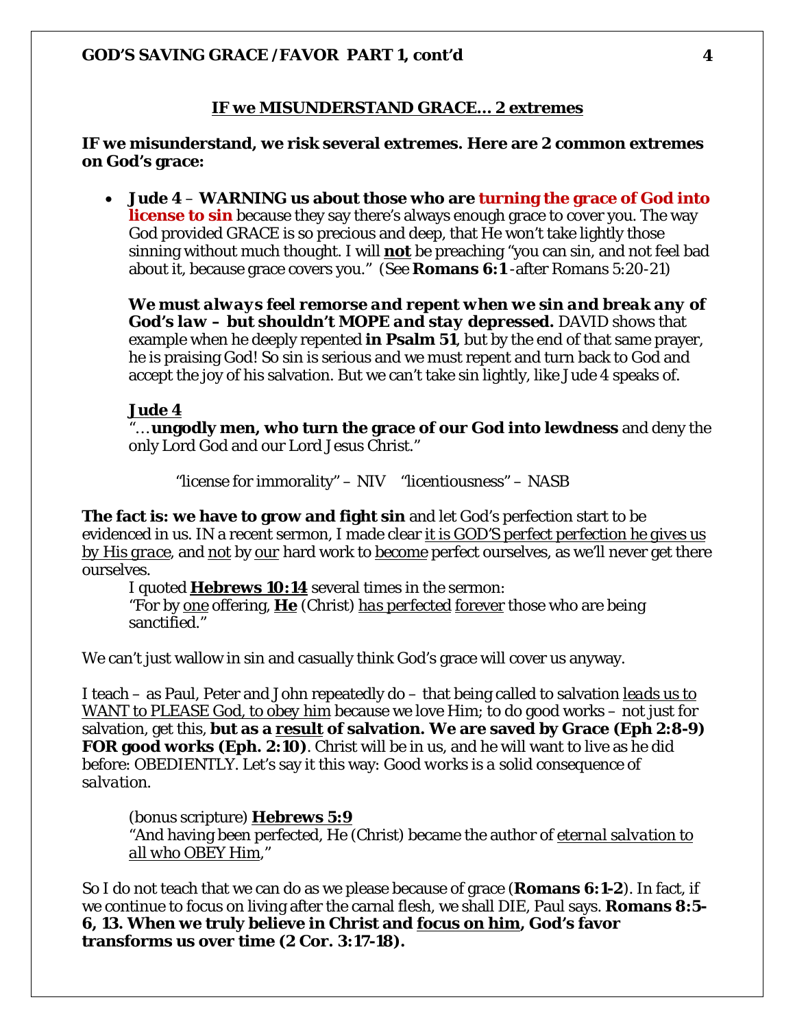## IF we MISUNDERSTAND GRACE… 2 extremes

**IF we misunderstand, we risk several extremes. Here are 2 common extremes on God's grace:**

- **Jude 4** – **WARNING us about those who are turning the grace of God into license to sin** because they say there's always enough grace to cover you. The way God provided GRACE is so precious and deep, that He won't take lightly those sinning without much thought. I will **not** be preaching "you can sin, and not feel bad about it, because grace covers you." (See **Romans 6:1** -after Romans 5:20-21)

  ***We must always feel remorse and repent when we sin and break any of God's law – but shouldn't MOPE and stay depressed.*** DAVID shows that example when he deeply repented **in Psalm 51**, but by the end of that same prayer, he is praising God! So sin is serious and we must repent and turn back to God and accept the joy of his salvation. But we can't take sin lightly, like Jude 4 speaks of.

  **Jude 4**
  "…**ungodly men, who turn the grace of our God into lewdness** and deny the only Lord God and our Lord Jesus Christ."

  "license for immorality" – NIV "licentiousness" – NASB

**The fact is: we have to grow and fight sin** and let God's perfection start to be evidenced in us. IN a recent sermon, I made clear it is GOD'S perfect perfection he gives us by His *grace*, and not by our hard work to become perfect ourselves, as we'll never get there ourselves.

I quoted **Hebrews 10:14** several times in the sermon:
"For by one offering, **He** (Christ) *has perfected* forever those who are being sanctified."

We can't just wallow in sin and casually think God's grace will cover us anyway.

I teach – as Paul, Peter and John repeatedly do – that being called to salvation leads us to WANT to PLEASE God, to obey him because we love Him; to do good works – not just for salvation, get this, **but as a result of salvation. We are saved by Grace (Eph 2:8-9) FOR good works (Eph. 2:10)**. Christ will be in us, and he will want to live as he did before: OBEDIENTLY. Let's say it this way: Good works is a solid consequence of *salvation*.

(bonus scripture) **Hebrews 5:9**
"And having been perfected, He (Christ) became the author of *eternal salvation* to all who OBEY Him,"

So I do not teach that we can do as we please because of grace (**Romans 6:1-2**). In fact, if we continue to focus on living after the carnal flesh, we shall DIE, Paul says. **Romans 8:5-6, 13. When we truly believe in Christ and focus on him, God's favor transforms us over time (2 Cor. 3:17-18).**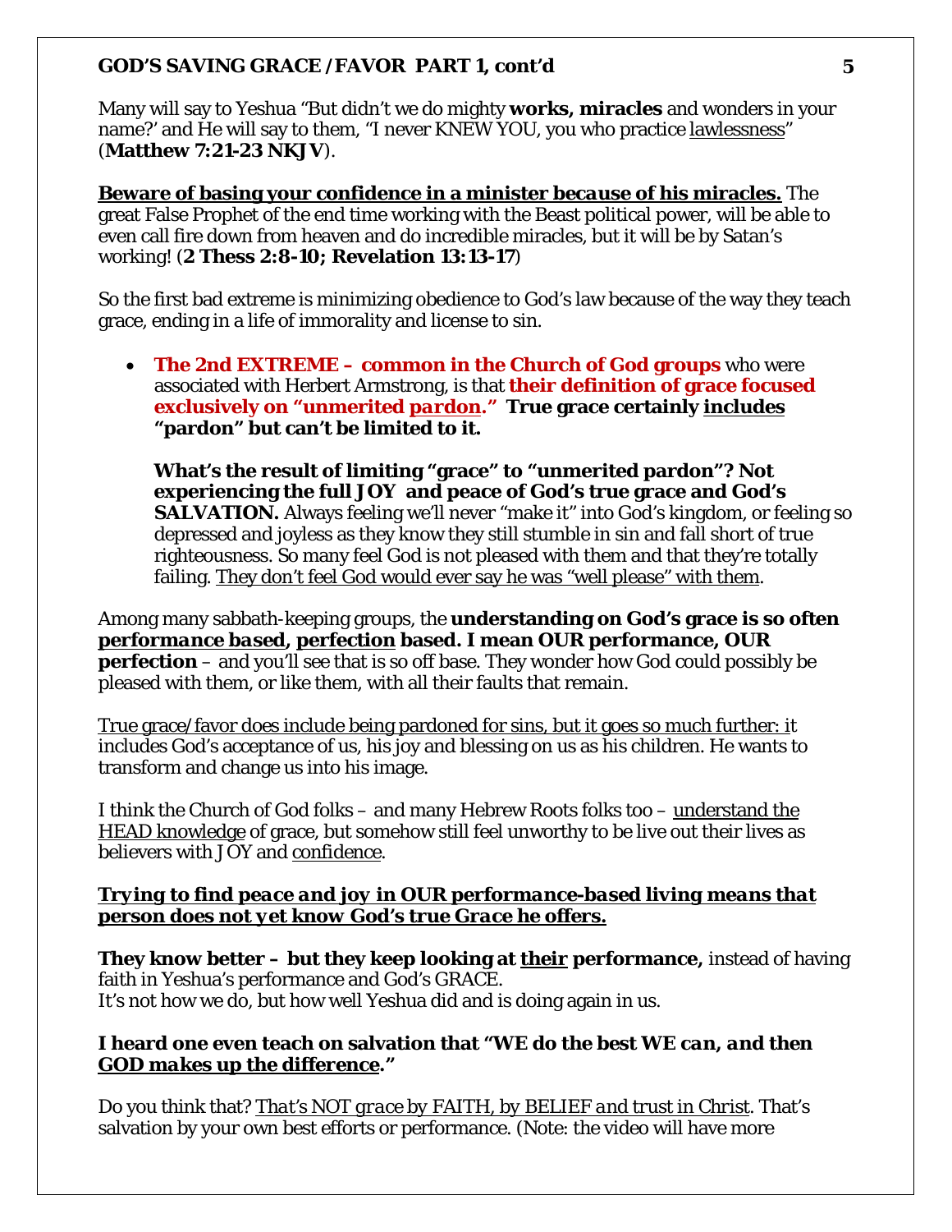Many will say to Yeshua "But didn't we do mighty **works, miracles** and wonders in your name?' and He will say to them, "I never KNEW YOU, you who practice lawlessness" (**Matthew 7:21-23 NKJV**).

***Beware of basing your confidence in a minister because of his miracles.*** The great False Prophet of the end time working with the Beast political power, will be able to even call fire down from heaven and do incredible miracles, but it will be by Satan's working! (**2 Thess 2:8-10; Revelation 13:13-17**)

So the first bad extreme is minimizing obedience to God's law because of the way they teach grace, ending in a life of immorality and license to sin.

- **The 2nd EXTREME – common in the Church of God groups** who were associated with Herbert Armstrong, is that **their definition of grace focused exclusively on "unmerited *pardon*." True grace certainly includes "pardon" but can't be limited to it.**

  **What's the result of limiting "grace" to "unmerited pardon"? Not experiencing the full JOY and peace of God's true grace and God's SALVATION.** Always feeling we'll never "make it" into God's kingdom, or feeling so depressed and joyless as they know they still stumble in sin and fall short of true righteousness. So many feel God is not pleased with them and that they're totally failing. They don't feel God would ever say he was "well please" with them.

Among many sabbath-keeping groups, the **understanding on God's grace is so often *performance based*, perfection based. I mean OUR performance, OUR perfection** – and you'll see that is so off base. They wonder how God could possibly be pleased with them, or like them, with all their faults that remain.

True grace/favor does include being pardoned for sins, but it goes so much further: it includes God's acceptance of us, his joy and blessing on us as his children. He wants to transform and change us into his image.

I think the Church of God folks – and many Hebrew Roots folks too – understand the HEAD knowledge of grace, but somehow still feel unworthy to be live out their lives as believers with JOY and confidence.

***Trying to find peace and joy in OUR performance-based living means that person does not yet know God's true Grace he offers.***

**They know better – but they keep looking at their performance,** instead of having faith in Yeshua's performance and God's GRACE.
It's not how we do, but how well Yeshua did and is doing again in us.

**I heard one even teach on salvation that *"WE do the best WE can, and then GOD makes up the difference."***

Do you think that? *That's NOT grace by FAITH, by BELIEF and trust in Christ*. That's salvation by your own best efforts or performance. (Note: the video will have more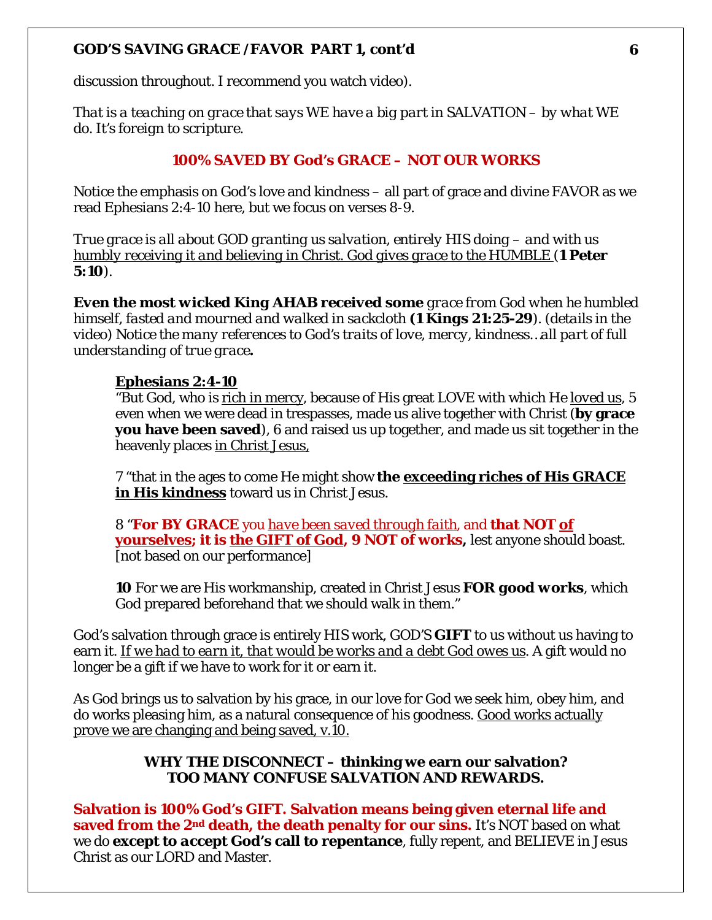discussion throughout. I recommend you watch video).

*That is a teaching on grace that says WE have a big part in SALVATION – by what WE do. It's foreign to scripture.*

## **100% SAVED BY God's GRACE – NOT OUR WORKS**

Notice the emphasis on God's love and kindness – all part of grace and divine FAVOR as we read Ephesians 2:4-10 here, but we focus on verses 8-9.

*True grace is all about GOD granting us salvation, entirely HIS doing – and with us humbly receiving it and believing in Christ. God gives grace to the HUMBLE* (**1 Peter 5:10**).

***Even the most wicked King AHAB received some** grace from God when he humbled himself, fasted and mourned and walked in sackcloth* **(1 Kings 21:25-29**). *(details in the video) Notice the many references to God's traits of love, mercy, kindness…all part of full understanding of true grace***.**

> **Ephesians 2:4-10**
> "But God, who is rich in mercy, because of His great LOVE with which He loved us, 5 even when we were dead in trespasses, made us alive together with Christ (**by grace you have been saved**), 6 and raised us up together, and made us sit together in the heavenly places in Christ Jesus,
>
> 7 "that in the ages to come He might show **the exceeding riches of His GRACE in His kindness** toward us in Christ Jesus.
>
> 8 "**For BY GRACE** you *have been saved through faith*, and **that NOT of yourselves; it is the GIFT of God, 9 NOT of works,** lest anyone should boast. [not based on our performance]
>
> **10** For we are His workmanship, created in Christ Jesus ***FOR good works***, which God prepared beforehand that we should walk in them."

God's salvation through grace is entirely HIS work, GOD'S **GIFT** to us without us having to earn it. *If we had to earn it, that would be works and a debt God owes us*. A gift would no longer be a gift if we have to work for it or earn it.

As God brings us to salvation by his grace, in our love for God we seek him, obey him, and do works pleasing him, as a natural consequence of his goodness. Good works actually prove we are changing and being saved, v.10.

### **WHY THE DISCONNECT – thinking we earn our salvation? TOO MANY CONFUSE SALVATION AND REWARDS.**

**Salvation is 100% God's GIFT. Salvation means being given eternal life and saved from the 2nd death, the death penalty for our sins.** It's NOT based on what we do ***except to accept God's call to repentance***, fully repent, and BELIEVE in Jesus Christ as our LORD and Master.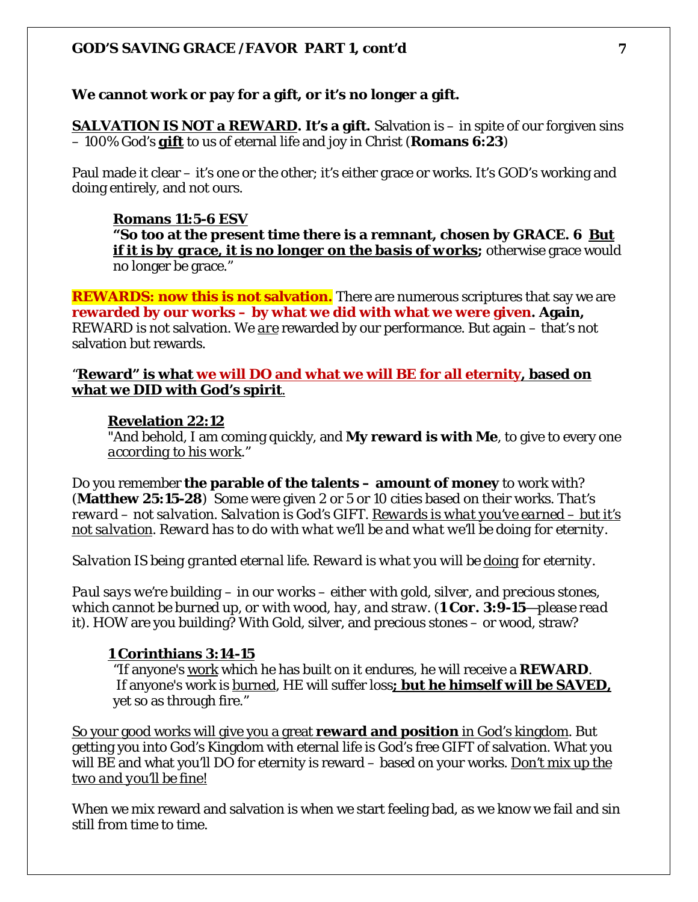**We cannot work or pay for a gift, or it's no longer a gift.**

**<u>SALVATION IS NOT a REWARD</u>. It's a gift.** Salvation is – in spite of our forgiven sins – 100% God's **<u>gift</u>** to us of eternal life and joy in Christ (**Romans 6:23**)

Paul made it clear – it's one or the other; it's either grace or works. It's GOD's working and doing entirely, and not ours.

> **<u>Romans 11:5-6 ESV</u>**
> **"So too at the present time there is a remnant, chosen by GRACE. 6 <u>But if it is by *grace*, it is no longer on the basis of *works*</u>;** otherwise grace would no longer be grace."

**REWARDS: now this is not salvation.** There are numerous scriptures that say we are **rewarded by our works – by what we did with what we were given. Again,** REWARD is not salvation. We <u>*are*</u> rewarded by our performance. But again – that's not salvation but rewards.

"**<u>Reward" is what we will DO and what we will BE for all eternity, based on what we DID with God's spirit</u>**.

> **<u>Revelation 22:12</u>**
> "And behold, I am coming quickly, and **My reward is with Me**, to give to every one <u>*according to his work*</u>."

Do you remember **the parable of the talents – amount of money** to work with? (**Matthew 25:15-28**) Some were given 2 or 5 or 10 cities based on their works. *That's reward – not salvation. Salvation is God's GIFT. <u>Rewards is what you've earned – but it's not salvation</u>. Reward has to do with what we'll be and what we'll be doing for eternity.*

*Salvation IS being granted eternal life. Reward is what you will be <u>doing</u> for eternity.*

*Paul says we're building – in our works – either with gold, silver, and precious stones, which cannot be burned up, or with wood, hay, and straw.* (***1 Cor. 3:9-15**—please read* it). HOW are you building? With Gold, silver, and precious stones – or wood, straw?

> **<u>1 Corinthians 3:14-15</u>**
> "If anyone's <u>work</u> which he has built on it endures, he will receive a **REWARD**. If anyone's work is <u>burned</u>, HE will suffer loss**<u>; but he himself *will* be SAVED,</u>** yet so as through fire."

<u>So your good works will give you a great **reward and position** in God's kingdom</u>. But getting you into God's Kingdom with eternal life is God's free GIFT of salvation. What you will BE and what you'll DO for eternity is reward – based on your works. <u>*Don't mix up the two and you'll be fine!*</u>

When we mix reward and salvation is when we start feeling bad, as we know we fail and sin still from time to time.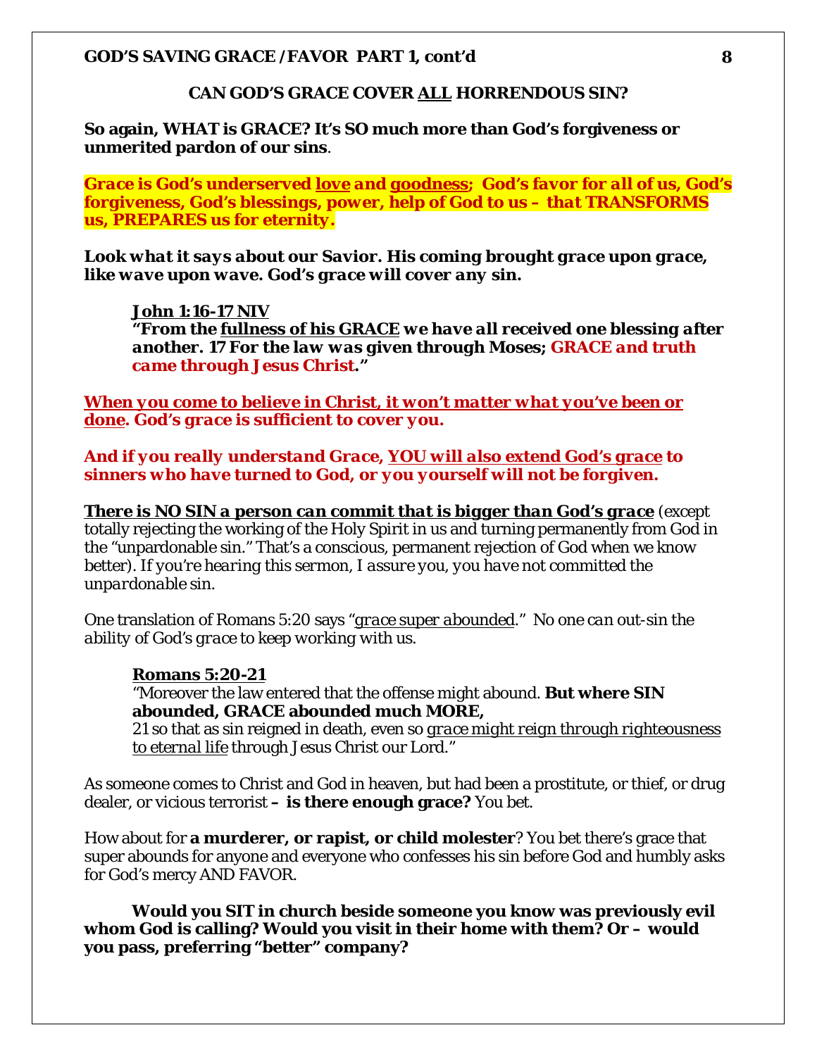## CAN GOD'S GRACE COVER <u>ALL</u> HORRENDOUS SIN?

**So again, WHAT is GRACE? It's SO much more than God's forgiveness or unmerited pardon of our sins**.

***Grace is God's underserved <u>love</u> and <u>goodness</u>; God's favor for all of us, God's forgiveness, God's blessings, power, help of God to us – that TRANSFORMS us, PREPARES us for eternity.***

***Look what it says about our Savior. His coming brought grace upon grace, like wave upon wave. God's grace will cover any sin.***

> **<u>John 1:16-17 NIV</u>**
> ***"From the <u>fullness of his GRACE</u> we have all received one blessing after another. 17 For the law was given through Moses; GRACE and truth came through Jesus Christ."***

***<u>When you come to believe in Christ, it won't matter what you've been or done</u>. God's grace is sufficient to cover you.***

***And if you really understand Grace, <u>YOU will also extend God's grace</u> to sinners who have turned to God, or you yourself will not be forgiven.***

***<u>There is NO SIN a person can commit that is bigger than God's grace</u>*** (except totally rejecting the working of the Holy Spirit in us and turning permanently from God in the "unpardonable sin." That's a conscious, permanent rejection of God when we know better). *If you're hearing this sermon, I assure you, you have not committed the unpardonable sin.*

One translation of Romans 5:20 says "*<u>grace super abounded</u>*." *No one can out-sin the ability of God's grace* to keep working with us.

> **<u>Romans 5:20-21</u>**
> "Moreover the law entered that the offense might abound. **But where SIN abounded, GRACE abounded much MORE,**
> 21 so that as sin reigned in death, even so *<u>grace might reign through righteousness to eternal life</u>* through Jesus Christ our Lord."

As someone comes to Christ and God in heaven, but had been a prostitute, or thief, or drug dealer, or vicious terrorist **– is there enough grace?** You bet.

How about for **a murderer, or rapist, or child molester**? You bet there's grace that super abounds for anyone and everyone who confesses his sin before God and humbly asks for God's mercy AND FAVOR.

**Would you SIT in church beside someone you know was previously evil whom God is calling? Would you visit in their home with them? Or – would you pass, preferring "better" company?**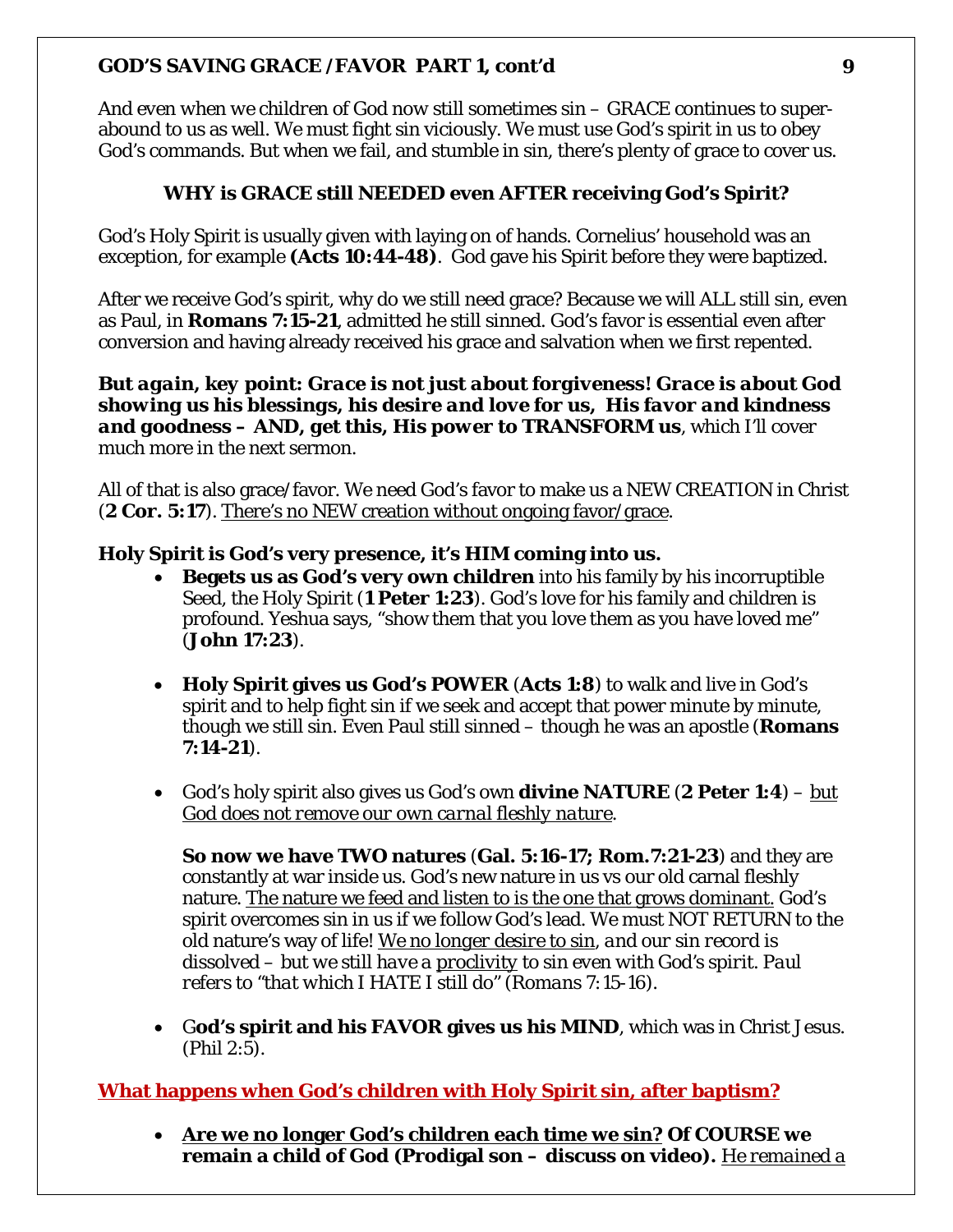And even when we children of God now still sometimes sin – GRACE continues to super-abound to us as well. We must fight sin viciously. We must use God's spirit in us to obey God's commands. But when we fail, and stumble in sin, there's plenty of grace to cover us.

### WHY is GRACE still NEEDED even AFTER receiving God's Spirit?

God's Holy Spirit is usually given with laying on of hands. Cornelius' household was an exception, for example **(Acts 10:44-48)**. God gave his Spirit before they were baptized.

After we receive God's spirit, why do we still need grace? Because we will ALL still sin, even as Paul, in **Romans 7:15-21**, admitted he still sinned. God's favor is essential even after conversion and having already received his grace and salvation when we first repented.

***But again, key point: Grace is not just about forgiveness! Grace is about God showing us his blessings, his desire and love for us, His favor and kindness and goodness – AND, get this, His power to TRANSFORM us***, which I'll cover much more in the next sermon.

All of that is also grace/favor. We need God's favor to make us a NEW CREATION in Christ (**2 Cor. 5:17**). <u>There's no NEW creation without ongoing favor/grace</u>.

**Holy Spirit is God's very presence, it's HIM coming into us.**

- **Begets us as God's very own children** into his family by his incorruptible Seed, the Holy Spirit (**1 Peter 1:23**). God's love for his family and children is profound. Yeshua says, "show them that you love them as you have loved me" (**John 17:23**).

- **Holy Spirit gives us God's POWER** (**Acts 1:8**) to walk and live in God's spirit and to help fight sin if we seek and accept that power minute by minute, though we still sin. Even Paul still sinned – though he was an apostle (**Romans 7:14-21**).

- God's holy spirit also gives us God's own **divine NATURE** (**2 Peter 1:4**) – <u>but *God does not remove our own carnal fleshly nature*</u>.

  **So now we have TWO natures** (**Gal. 5:16-17; Rom.7:21-23**) and they are constantly at war inside us. God's new nature in us vs our old carnal fleshly nature. <u>The nature we feed and listen to is the one that grows dominant.</u> God's spirit overcomes sin in us if we follow God's lead. We must NOT RETURN to the old nature's way of life! *<u>We no longer desire to sin</u>, and our sin record is dissolved – but we still have a <u>proclivity</u> to sin even with God's spirit. Paul refers to "that which I HATE I still do" (Romans 7:15-16).*

- G**od's spirit and his FAVOR gives us his MIND**, which was in Christ Jesus. (Phil 2:5).

<u>**What happens when God's children with Holy Spirit sin, after baptism?**</u>

- **<u>Are we no longer God's children each time we sin?</u> Of COURSE we remain a child of God (Prodigal son – discuss on video).** <u>He remained a</u>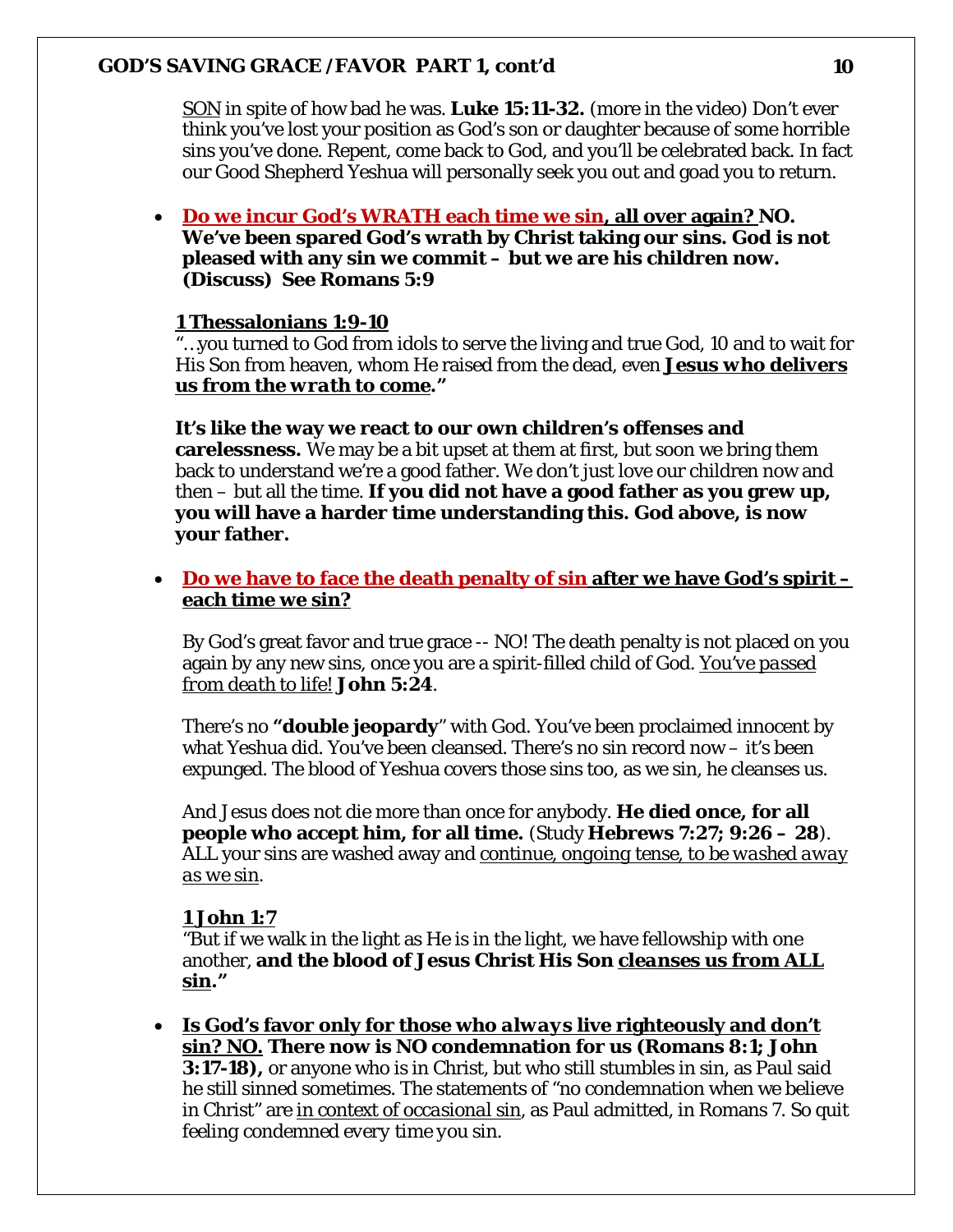SON in spite of how bad he was. **Luke 15:11-32.** (more in the video) Don't ever think you've lost your position as God's son or daughter because of some horrible sins you've done. Repent, come back to God, and you'll be celebrated back. In fact our Good Shepherd Yeshua will personally seek you out and goad you to return.

- **Do we incur God's WRATH each time we sin, all over again? NO. We've been spared God's wrath by Christ taking our sins. God is not pleased with any sin we commit – but we are his children now. (Discuss) See Romans 5:9**

**1 Thessalonians 1:9-10**
"…you turned to God from idols to serve the living and true God, 10 and to wait for His Son from heaven, whom He raised from the dead, even **Jesus who delivers us from the *wrath* to come."**

**It's like the way we react to our own children's offenses and carelessness.** We may be a bit upset at them at first, but soon we bring them back to understand we're a good father. We don't just love our children now and then – but all the time. **If you did not have a good father as you grew up, you will have a harder time understanding this. God above, is now your father.**

- **Do we have to face the death penalty of sin after we have God's spirit – each time we sin?**

  By God's great favor and true grace -- NO! The death penalty is not placed on you again by any new sins, once you are a spirit-filled child of God. *You've passed from death to life!* **John 5:24**.

  There's no **"double jeopardy"** with God. You've been proclaimed innocent by what Yeshua did. You've been cleansed. There's no sin record now – it's been expunged. The blood of Yeshua covers those sins too, as we sin, he cleanses us.

  And Jesus does not die more than once for anybody. **He died once, for all people who accept him, for all time.** (Study **Hebrews 7:27; 9:26 – 28**). ALL your sins are washed away and continue, ongoing tense, *to be washed away as we sin*.

**1 John 1:7**
"But if we walk in the light as He is in the light, we have fellowship with one another, **and the blood of Jesus Christ His Son cleanses us from ALL sin."**

- **Is God's favor only for those who *always* live righteously and don't sin? NO. There now is NO condemnation for us (Romans 8:1; John 3:17-18),** or anyone who is in Christ, but who still stumbles in sin, as Paul said he still sinned sometimes. The statements of "no condemnation when we believe in Christ" are in context of *occasional* sin, as Paul admitted, in Romans 7. So quit feeling condemned *every* time you sin.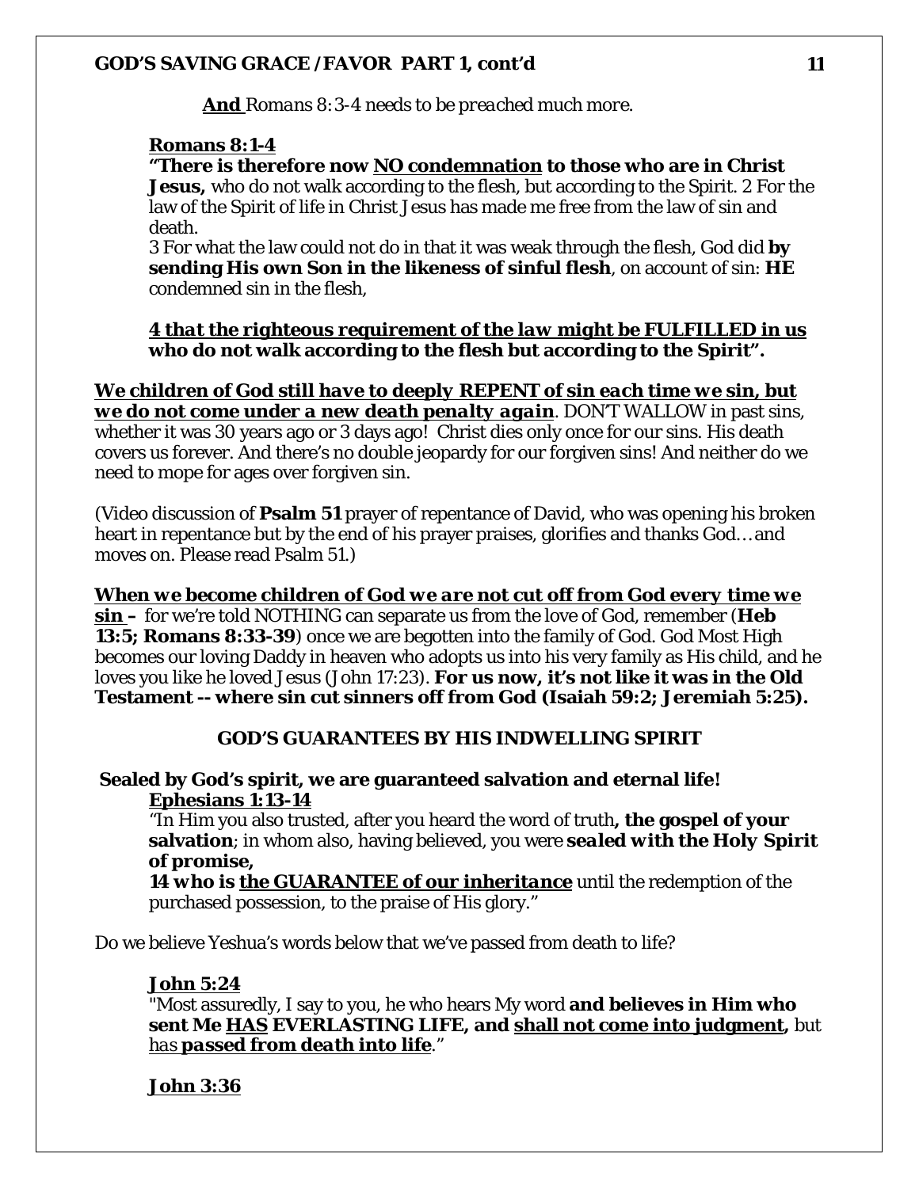***And** Romans 8:3-4 needs to be preached much more.*

**Romans 8:1-4**

**"There is therefore now NO condemnation to those who are in Christ Jesus,** who do not walk according to the flesh, but according to the Spirit. 2 For the law of the Spirit of life in Christ Jesus has made me free from the law of sin and death.

3 For what the law could not do in that it was weak through the flesh, God did **by sending His own Son in the likeness of sinful flesh**, on account of sin: **HE** condemned sin in the flesh,

***4 that the righteous requirement of the law might be FULFILLED in us* who do not walk according to the flesh but according to the Spirit".**

***We children of God still have to deeply REPENT of sin each time we sin, but we do not come under a new death penalty again***. DON'T WALLOW in past sins, whether it was 30 years ago or 3 days ago! Christ dies only once for our sins. His death covers us forever. And there's no double jeopardy for our forgiven sins! And neither do we need to mope for ages over forgiven sin.

(Video discussion of **Psalm 51** prayer of repentance of David, who was opening his broken heart in repentance but by the end of his prayer praises, glorifies and thanks God… and moves on. Please read Psalm 51.)

***When we become children of God we are not cut off from God every time we sin*** – for we're told NOTHING can separate us from the love of God, remember (**Heb 13:5; Romans 8:33-39**) once we are begotten into the family of God. God Most High becomes our loving Daddy in heaven who adopts us into his very family as His child, and he loves you like he loved Jesus (John 17:23). **For us now, it's not like it was in the Old Testament -- where sin cut sinners off from God (Isaiah 59:2; Jeremiah 5:25).**

## GOD'S GUARANTEES BY HIS INDWELLING SPIRIT

**Sealed by God's spirit, we are guaranteed salvation and eternal life!**

**Ephesians 1:13-14**

"In Him you also trusted, after you heard the word of truth**, the gospel of your salvation**; in whom also, having believed, you were ***sealed with the Holy Spirit of promise,***

***14 who is the GUARANTEE of our inheritance*** until the redemption of the purchased possession, to the praise of His glory."

Do we believe Yeshua's words below that we've passed from death to life?

**John 5:24**

"Most assuredly, I say to you, he who hears My word **and believes in Him who sent Me HAS EVERLASTING LIFE, and shall not come into judgment,** but has ***passed from death into life***."

**John 3:36**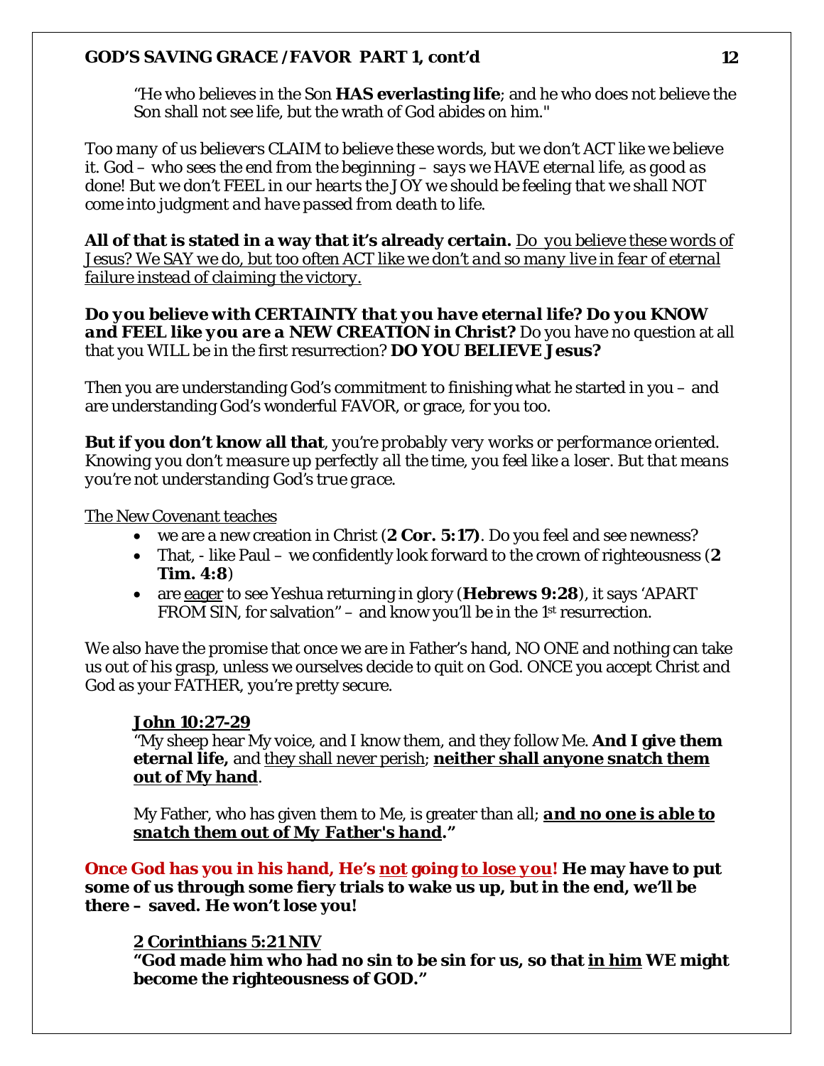"He who believes in the Son **HAS everlasting life**; and he who does not believe the Son shall not see life, but the wrath of God abides on him."

*Too many of us believers CLAIM to believe these words, but we don't ACT like we believe it. God – who sees the end from the beginning – says we HAVE eternal life, as good as done! But we don't FEEL in our hearts the JOY we should be feeling that we shall NOT come into judgment and have passed from death to life.*

**All of that is stated in a way that it's already certain.** *Do you believe these words of Jesus? We SAY we do, but too often ACT like we don't and so many live in fear of eternal failure instead of claiming the victory.*

***Do you believe with CERTAINTY that you have eternal life? Do you KNOW and FEEL like you are a NEW CREATION in Christ?*** Do you have no question at all that you WILL be in the first resurrection? **DO YOU BELIEVE Jesus?**

Then you are understanding God's commitment to finishing what he started in you – and are understanding God's wonderful FAVOR, or grace, for you too.

**But if you don't know all that**, *you're probably very works or performance oriented. Knowing you don't measure up perfectly all the time, you feel like a loser. But that means you're not understanding God's true grace.*

The New Covenant teaches

- we are a new creation in Christ (**2 Cor. 5:17)**. Do you feel and see newness?
- That, - like Paul – we confidently look forward to the crown of righteousness (**2 Tim. 4:8**)
- are eager to see Yeshua returning in glory (**Hebrews 9:28**), it says 'APART FROM SIN, for salvation" – and know you'll be in the 1st resurrection.

We also have the promise that once we are in Father's hand, NO ONE and nothing can take us out of his grasp, unless we ourselves decide to quit on God. ONCE you accept Christ and God as your FATHER, you're pretty secure.

**John 10:27-29**

"My sheep hear My voice, and I know them, and they follow Me. **And I give them eternal life,** and they shall never perish; **neither shall anyone snatch them out of My hand**.

My Father, who has given them to Me, is greater than all; ***and no one is able to snatch them out of My Father's hand*.**"

**Once God has you in his hand, He's not going to lose you! He may have to put some of us through some fiery trials to wake us up, but in the end, we'll be there – saved. He won't lose you!**

**2 Corinthians 5:21 NIV**

**"God made him who had no sin to be sin for us, so that in him WE might become the righteousness of GOD."**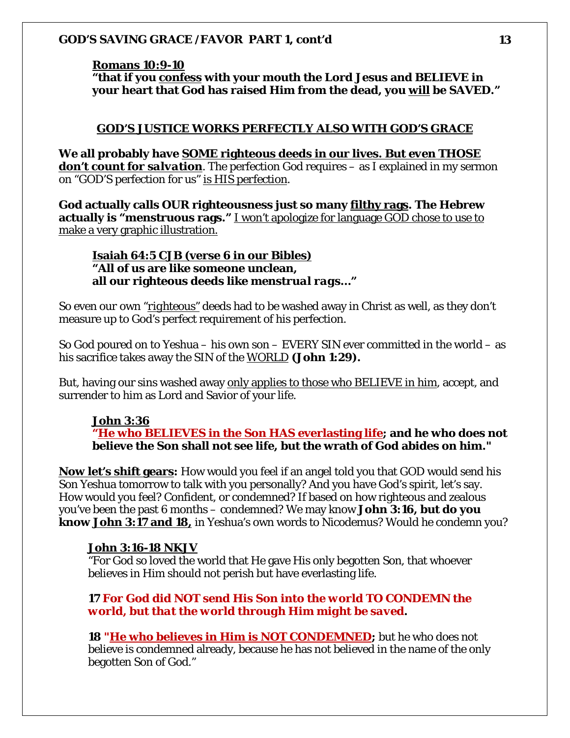**Romans 10:9-10**
**"that if you confess with your mouth the Lord Jesus and BELIEVE in your heart that God has raised Him from the dead, you will be SAVED."**

## GOD'S JUSTICE WORKS PERFECTLY ALSO WITH GOD'S GRACE

**We all probably have SOME righteous deeds in our lives. But even THOSE *don't count for salvation*.** The perfection God requires – as I explained in my sermon on "GOD'S perfection for us" is HIS perfection.

**God actually calls OUR righteousness just so many *filthy rags*. The Hebrew actually is "menstruous rags."** I won't apologize for language GOD chose to use to make a very graphic illustration.

**Isaiah 64:5 CJB (verse 6 in our Bibles)**
**"All of us are like someone unclean,**
**all our righteous deeds like *menstrual rags*…"**

So even our own "righteous" deeds had to be washed away in Christ as well, as they don't measure up to God's perfect requirement of his perfection.

So God poured on to Yeshua – his own son – EVERY SIN ever committed in the world – as his sacrifice takes away the SIN of the WORLD **(John 1:29).**

But, having our sins washed away only applies to those who BELIEVE in him, accept, and surrender to him as Lord and Savior of your life.

**John 3:36**
**"He who BELIEVES in the Son HAS everlasting life; and he who does not believe the Son shall not see life, but the wrath of God abides on him."**

**Now let's shift gears:** How would you feel if an angel told you that GOD would send his Son Yeshua tomorrow to talk with you personally? And you have God's spirit, let's say. How would you feel? Confident, or condemned? If based on how righteous and zealous you've been the past 6 months – condemned? We may know **John 3:16, but do you know John 3:17 and 18,** in Yeshua's own words to Nicodemus? Would he condemn you?

**John 3:16-18 NKJV**
"For God so loved the world that He gave His only begotten Son, that whoever believes in Him should not perish but have everlasting life.

**17 For God did NOT send His Son into the world TO CONDEMN the world, *but that the world through Him might be saved*.**

**18 "He who believes in Him is NOT CONDEMNED;** but he who does not believe is condemned already, because he has not believed in the name of the only begotten Son of God."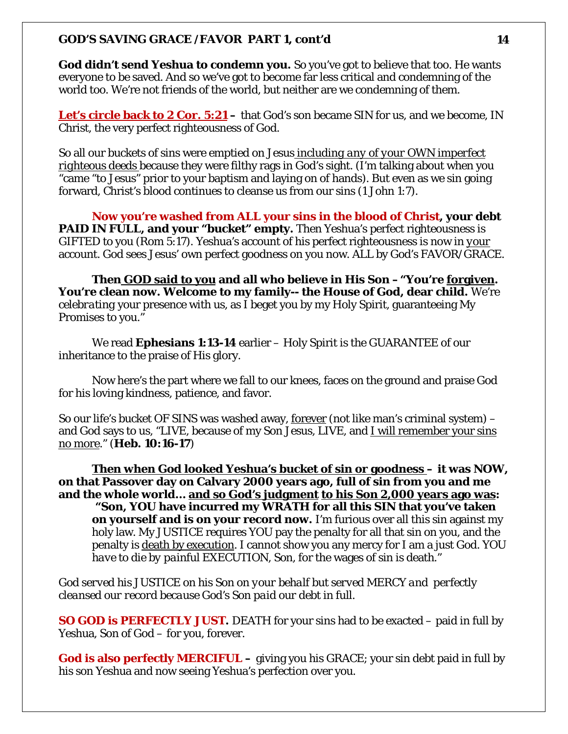**God didn't send Yeshua to condemn you.** So you've got to believe that too. He wants everyone to be saved. And so we've got to become far less critical and condemning of the world too. We're not friends of the world, but neither are we condemning of them.

**Let's circle back to 2 Cor. 5:21 –** that God's son became SIN for us, and we become, IN Christ, the very perfect righteousness of God.

So all our buckets of sins were emptied on Jesus including *any of your OWN imperfect righteous deeds* because they were filthy rags in God's sight. (I'm talking about when you "came "to Jesus" prior to your baptism and laying on of hands). But even as we sin going forward, Christ's blood continues to cleanse us from our sins (1 John 1:7).

**Now you're washed from ALL your sins in the blood of Christ, your debt PAID IN FULL, and your "bucket" empty.** Then Yeshua's perfect righteousness is GIFTED to you (Rom 5:17). Yeshua's account of his perfect righteousness is now in your account. God sees Jesus' own perfect goodness on you now. ALL by God's FAVOR/GRACE.

**Then GOD said to you and all who believe in His Son – "You're forgiven. You're clean now. Welcome to my family-- the House of God, dear child.** *We're celebrating* your presence with us, as I beget you by my Holy Spirit, guaranteeing My Promises to you."

We read **Ephesians 1:13-14** earlier – Holy Spirit is the GUARANTEE of our inheritance to the praise of His glory.

Now here's the part where we fall to our knees, faces on the ground and praise God for his loving kindness, patience, and favor.

So our life's bucket OF SINS was washed away, forever (not like man's criminal system) – and God says to us, "LIVE, because of my Son Jesus, LIVE, and I will remember your sins no more." (**Heb. 10:16-17**)

**Then when God looked Yeshua's bucket of sin or goodness – it was NOW, on that Passover day on Calvary 2000 years ago, full of sin from you and me and the whole world… and so God's judgment to his Son 2,000 years ago was:**

> **"Son, YOU have incurred my WRATH for all this SIN that you've taken on yourself and is on your record now.** I'm furious over all this sin against my holy law. My JUSTICE requires YOU pay the penalty for all that sin on you, and the penalty is death by execution. I cannot show you any mercy for I am a just God. YOU *have to die by painful* EXECUTION, Son, for the wages of sin is death."

*God served his JUSTICE on his Son on your behalf but served MERCY and perfectly cleansed our record because God's Son paid our debt in full.*

**SO GOD is PERFECTLY JUST.** DEATH for your sins had to be exacted – paid in full by Yeshua, Son of God – for you, forever.

**God is also perfectly MERCIFUL –** giving you his GRACE; your sin debt paid in full by his son Yeshua and now seeing Yeshua's perfection over you.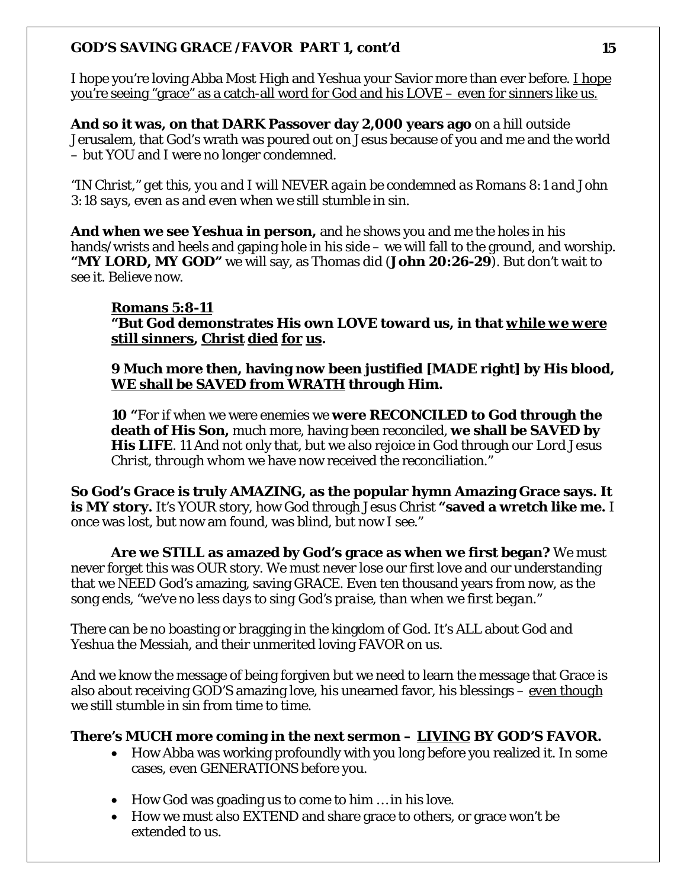I hope you're loving Abba Most High and Yeshua your Savior more than ever before. <u>I hope you're seeing "grace" as a catch-all word for God and his LOVE – even for sinners like us.</u>

**And so it was, on that DARK Passover day 2,000 years ago** on a hill outside Jerusalem, that God's wrath was poured out on Jesus because of you and me and the world – but YOU and I were no longer condemned.

*"IN Christ," get this, you and I will NEVER again be condemned as Romans 8:1 and John 3:18 says, even as and even when we still stumble in sin.*

**And when we see Yeshua in person,** and he shows you and me the holes in his hands/wrists and heels and gaping hole in his side – we will fall to the ground, and worship. **"MY LORD, MY GOD"** we will say, as Thomas did (**John 20:26-29**). But don't wait to see it. Believe now.

> **<u>Romans 5:8-11</u>**
> **"But God demonstrates His own LOVE toward us, in that <u>*while we were* still sinners</u>, <u>Christ</u> <u>died</u> <u>for</u> <u>us</u>.**
>
> **9 Much more then, having now been justified [MADE right] by His blood, <u>WE shall be SAVED from WRATH</u> through Him.**
>
> **10 "**For if when we were enemies we **were RECONCILED to God through the death of His Son,** much more, having been reconciled, **we shall be SAVED by His LIFE**. 11 And not only *that*, but we also rejoice in God through our Lord Jesus Christ, through whom we have now received the reconciliation."

**So God's Grace is truly AMAZING, as the popular hymn Amazing Grace says. It is MY story.** It's YOUR story, how God through Jesus Christ **"saved a wretch like me.** I once was lost, but now am found, was blind, but now I see."

**Are we STILL as amazed by God's grace as when we first began?** We must never forget this was OUR story. We must never lose our first love and our understanding that we NEED God's amazing, saving GRACE. Even ten thousand years from now, as the song ends, "*we've no less days to sing God's praise, than when we first began.*"

There can be no boasting or bragging in the kingdom of God. It's ALL about God and Yeshua the Messiah, and their unmerited loving FAVOR on us.

And we know the message of being forgiven but we need to learn the message that Grace is also about receiving GOD'S amazing love, his unearned favor, his blessings – <u>even though</u> we still stumble in sin from time to time.

**There's MUCH more coming in the next sermon – <u>LIVING</u> BY GOD'S FAVOR.**

- How Abba was working profoundly with you long before you realized it. In some cases, even GENERATIONS before you.
- How God was goading us to come to him … in his love.
- How we must also EXTEND and share grace to others, or grace won't be extended to us.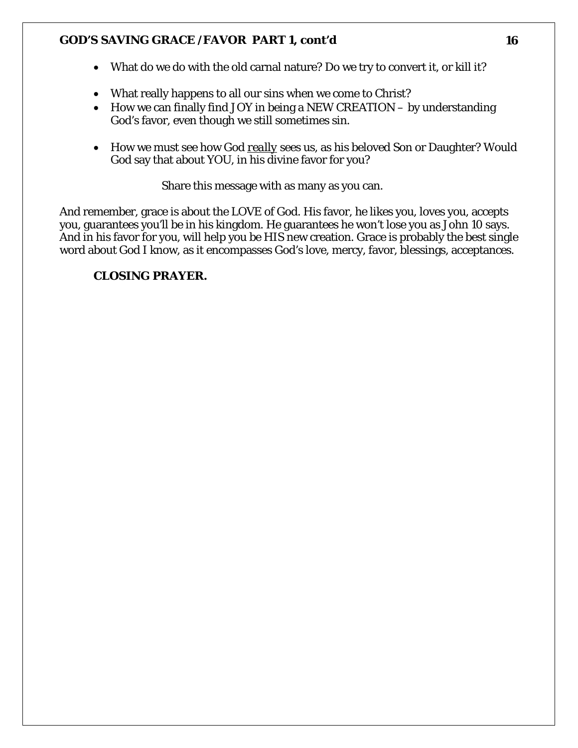- What do we do with the old carnal nature? Do we try to convert it, or kill it?

- What really happens to all our sins when we come to Christ?
- How we can finally find JOY in being a NEW CREATION – by understanding God's favor, even though we still sometimes sin.

- How we must see how God <u>really</u> sees us, as his beloved Son or Daughter? Would God say that about YOU, in his divine favor for you?

Share this message with as many as you can.

And remember, grace is about the LOVE of God. His favor, he likes you, loves you, accepts you, guarantees you'll be in his kingdom. He guarantees he won't lose you as John 10 says. And in his favor for you, will help you be HIS new creation. Grace is probably the best single word about God I know, as it encompasses God's love, mercy, favor, blessings, acceptances.

**CLOSING PRAYER.**